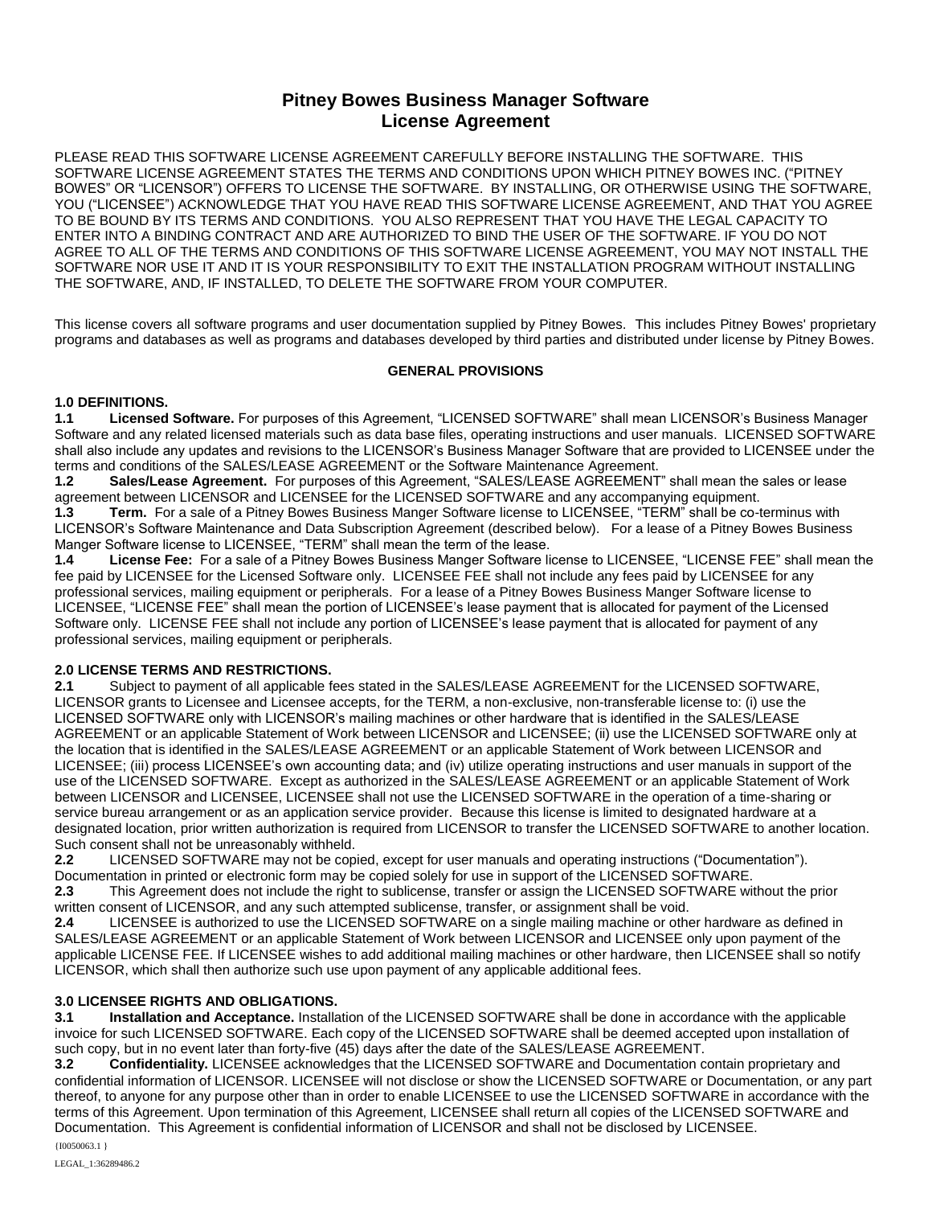# Pitney Bowes Business Manager Software
# License Agreement

PLEASE READ THIS SOFTWARE LICENSE AGREEMENT CAREFULLY BEFORE INSTALLING THE SOFTWARE. THIS SOFTWARE LICENSE AGREEMENT STATES THE TERMS AND CONDITIONS UPON WHICH PITNEY BOWES INC. ("PITNEY BOWES" OR "LICENSOR") OFFERS TO LICENSE THE SOFTWARE. BY INSTALLING, OR OTHERWISE USING THE SOFTWARE, YOU ("LICENSEE") ACKNOWLEDGE THAT YOU HAVE READ THIS SOFTWARE LICENSE AGREEMENT, AND THAT YOU AGREE TO BE BOUND BY ITS TERMS AND CONDITIONS. YOU ALSO REPRESENT THAT YOU HAVE THE LEGAL CAPACITY TO ENTER INTO A BINDING CONTRACT AND ARE AUTHORIZED TO BIND THE USER OF THE SOFTWARE. IF YOU DO NOT AGREE TO ALL OF THE TERMS AND CONDITIONS OF THIS SOFTWARE LICENSE AGREEMENT, YOU MAY NOT INSTALL THE SOFTWARE NOR USE IT AND IT IS YOUR RESPONSIBILITY TO EXIT THE INSTALLATION PROGRAM WITHOUT INSTALLING THE SOFTWARE, AND, IF INSTALLED, TO DELETE THE SOFTWARE FROM YOUR COMPUTER.

This license covers all software programs and user documentation supplied by Pitney Bowes. This includes Pitney Bowes' proprietary programs and databases as well as programs and databases developed by third parties and distributed under license by Pitney Bowes.

**GENERAL PROVISIONS**

**1.0 DEFINITIONS.**

**1.1 Licensed Software.** For purposes of this Agreement, "LICENSED SOFTWARE" shall mean LICENSOR's Business Manager Software and any related licensed materials such as data base files, operating instructions and user manuals. LICENSED SOFTWARE shall also include any updates and revisions to the LICENSOR's Business Manager Software that are provided to LICENSEE under the terms and conditions of the SALES/LEASE AGREEMENT or the Software Maintenance Agreement.

**1.2 Sales/Lease Agreement.** For purposes of this Agreement, "SALES/LEASE AGREEMENT" shall mean the sales or lease agreement between LICENSOR and LICENSEE for the LICENSED SOFTWARE and any accompanying equipment.

**1.3 Term.** For a sale of a Pitney Bowes Business Manger Software license to LICENSEE, "TERM" shall be co-terminus with LICENSOR's Software Maintenance and Data Subscription Agreement (described below). For a lease of a Pitney Bowes Business Manger Software license to LICENSEE, "TERM" shall mean the term of the lease.

**1.4 License Fee:** For a sale of a Pitney Bowes Business Manger Software license to LICENSEE, "LICENSE FEE" shall mean the fee paid by LICENSEE for the Licensed Software only. LICENSEE FEE shall not include any fees paid by LICENSEE for any professional services, mailing equipment or peripherals. For a lease of a Pitney Bowes Business Manger Software license to LICENSEE, "LICENSE FEE" shall mean the portion of LICENSEE's lease payment that is allocated for payment of the Licensed Software only. LICENSE FEE shall not include any portion of LICENSEE's lease payment that is allocated for payment of any professional services, mailing equipment or peripherals.

**2.0 LICENSE TERMS AND RESTRICTIONS.**

**2.1** Subject to payment of all applicable fees stated in the SALES/LEASE AGREEMENT for the LICENSED SOFTWARE, LICENSOR grants to Licensee and Licensee accepts, for the TERM, a non-exclusive, non-transferable license to: (i) use the LICENSED SOFTWARE only with LICENSOR's mailing machines or other hardware that is identified in the SALES/LEASE AGREEMENT or an applicable Statement of Work between LICENSOR and LICENSEE; (ii) use the LICENSED SOFTWARE only at the location that is identified in the SALES/LEASE AGREEMENT or an applicable Statement of Work between LICENSOR and LICENSEE; (iii) process LICENSEE's own accounting data; and (iv) utilize operating instructions and user manuals in support of the use of the LICENSED SOFTWARE. Except as authorized in the SALES/LEASE AGREEMENT or an applicable Statement of Work between LICENSOR and LICENSEE, LICENSEE shall not use the LICENSED SOFTWARE in the operation of a time-sharing or service bureau arrangement or as an application service provider. Because this license is limited to designated hardware at a designated location, prior written authorization is required from LICENSOR to transfer the LICENSED SOFTWARE to another location. Such consent shall not be unreasonably withheld.

**2.2** LICENSED SOFTWARE may not be copied, except for user manuals and operating instructions ("Documentation"). Documentation in printed or electronic form may be copied solely for use in support of the LICENSED SOFTWARE.

**2.3** This Agreement does not include the right to sublicense, transfer or assign the LICENSED SOFTWARE without the prior written consent of LICENSOR, and any such attempted sublicense, transfer, or assignment shall be void.

**2.4** LICENSEE is authorized to use the LICENSED SOFTWARE on a single mailing machine or other hardware as defined in SALES/LEASE AGREEMENT or an applicable Statement of Work between LICENSOR and LICENSEE only upon payment of the applicable LICENSE FEE. If LICENSEE wishes to add additional mailing machines or other hardware, then LICENSEE shall so notify LICENSOR, which shall then authorize such use upon payment of any applicable additional fees.

**3.0 LICENSEE RIGHTS AND OBLIGATIONS.**

**3.1 Installation and Acceptance.** Installation of the LICENSED SOFTWARE shall be done in accordance with the applicable invoice for such LICENSED SOFTWARE. Each copy of the LICENSED SOFTWARE shall be deemed accepted upon installation of such copy, but in no event later than forty-five (45) days after the date of the SALES/LEASE AGREEMENT.

**3.2 Confidentiality.** LICENSEE acknowledges that the LICENSED SOFTWARE and Documentation contain proprietary and confidential information of LICENSOR. LICENSEE will not disclose or show the LICENSED SOFTWARE or Documentation, or any part thereof, to anyone for any purpose other than in order to enable LICENSEE to use the LICENSED SOFTWARE in accordance with the terms of this Agreement. Upon termination of this Agreement, LICENSEE shall return all copies of the LICENSED SOFTWARE and Documentation. This Agreement is confidential information of LICENSOR and shall not be disclosed by LICENSEE.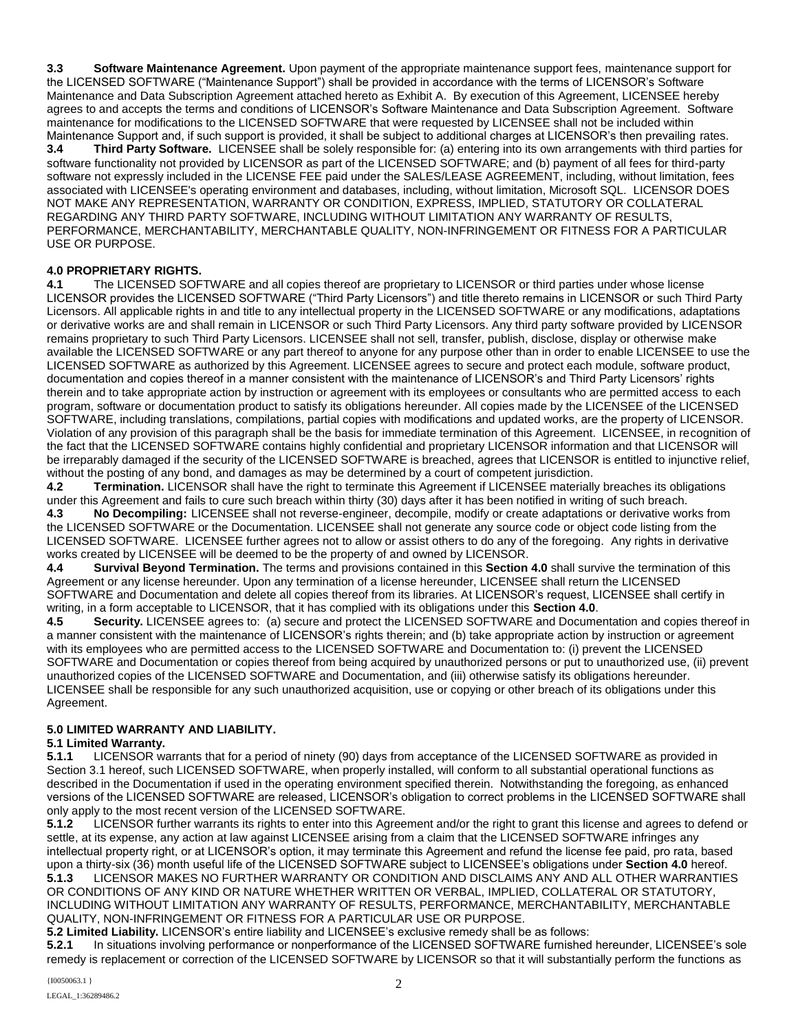**3.3 Software Maintenance Agreement.** Upon payment of the appropriate maintenance support fees, maintenance support for the LICENSED SOFTWARE ("Maintenance Support") shall be provided in accordance with the terms of LICENSOR's Software Maintenance and Data Subscription Agreement attached hereto as Exhibit A. By execution of this Agreement, LICENSEE hereby agrees to and accepts the terms and conditions of LICENSOR's Software Maintenance and Data Subscription Agreement. Software maintenance for modifications to the LICENSED SOFTWARE that were requested by LICENSEE shall not be included within Maintenance Support and, if such support is provided, it shall be subject to additional charges at LICENSOR's then prevailing rates.

**3.4 Third Party Software.** LICENSEE shall be solely responsible for: (a) entering into its own arrangements with third parties for software functionality not provided by LICENSOR as part of the LICENSED SOFTWARE; and (b) payment of all fees for third-party software not expressly included in the LICENSE FEE paid under the SALES/LEASE AGREEMENT, including, without limitation, fees associated with LICENSEE's operating environment and databases, including, without limitation, Microsoft SQL. LICENSOR DOES NOT MAKE ANY REPRESENTATION, WARRANTY OR CONDITION, EXPRESS, IMPLIED, STATUTORY OR COLLATERAL REGARDING ANY THIRD PARTY SOFTWARE, INCLUDING WITHOUT LIMITATION ANY WARRANTY OF RESULTS, PERFORMANCE, MERCHANTABILITY, MERCHANTABLE QUALITY, NON-INFRINGEMENT OR FITNESS FOR A PARTICULAR USE OR PURPOSE.

**4.0 PROPRIETARY RIGHTS.**

**4.1** The LICENSED SOFTWARE and all copies thereof are proprietary to LICENSOR or third parties under whose license LICENSOR provides the LICENSED SOFTWARE ("Third Party Licensors") and title thereto remains in LICENSOR or such Third Party Licensors. All applicable rights in and title to any intellectual property in the LICENSED SOFTWARE or any modifications, adaptations or derivative works are and shall remain in LICENSOR or such Third Party Licensors. Any third party software provided by LICENSOR remains proprietary to such Third Party Licensors. LICENSEE shall not sell, transfer, publish, disclose, display or otherwise make available the LICENSED SOFTWARE or any part thereof to anyone for any purpose other than in order to enable LICENSEE to use the LICENSED SOFTWARE as authorized by this Agreement. LICENSEE agrees to secure and protect each module, software product, documentation and copies thereof in a manner consistent with the maintenance of LICENSOR's and Third Party Licensors' rights therein and to take appropriate action by instruction or agreement with its employees or consultants who are permitted access to each program, software or documentation product to satisfy its obligations hereunder. All copies made by the LICENSEE of the LICENSED SOFTWARE, including translations, compilations, partial copies with modifications and updated works, are the property of LICENSOR. Violation of any provision of this paragraph shall be the basis for immediate termination of this Agreement. LICENSEE, in recognition of the fact that the LICENSED SOFTWARE contains highly confidential and proprietary LICENSOR information and that LICENSOR will be irreparably damaged if the security of the LICENSED SOFTWARE is breached, agrees that LICENSOR is entitled to injunctive relief, without the posting of any bond, and damages as may be determined by a court of competent jurisdiction.

**4.2 Termination.** LICENSOR shall have the right to terminate this Agreement if LICENSEE materially breaches its obligations under this Agreement and fails to cure such breach within thirty (30) days after it has been notified in writing of such breach.

**4.3 No Decompiling:** LICENSEE shall not reverse-engineer, decompile, modify or create adaptations or derivative works from the LICENSED SOFTWARE or the Documentation. LICENSEE shall not generate any source code or object code listing from the LICENSED SOFTWARE. LICENSEE further agrees not to allow or assist others to do any of the foregoing. Any rights in derivative works created by LICENSEE will be deemed to be the property of and owned by LICENSOR.

**4.4 Survival Beyond Termination.** The terms and provisions contained in this **Section 4.0** shall survive the termination of this Agreement or any license hereunder. Upon any termination of a license hereunder, LICENSEE shall return the LICENSED SOFTWARE and Documentation and delete all copies thereof from its libraries. At LICENSOR's request, LICENSEE shall certify in writing, in a form acceptable to LICENSOR, that it has complied with its obligations under this **Section 4.0**.

**4.5 Security.** LICENSEE agrees to: (a) secure and protect the LICENSED SOFTWARE and Documentation and copies thereof in a manner consistent with the maintenance of LICENSOR's rights therein; and (b) take appropriate action by instruction or agreement with its employees who are permitted access to the LICENSED SOFTWARE and Documentation to: (i) prevent the LICENSED SOFTWARE and Documentation or copies thereof from being acquired by unauthorized persons or put to unauthorized use, (ii) prevent unauthorized copies of the LICENSED SOFTWARE and Documentation, and (iii) otherwise satisfy its obligations hereunder. LICENSEE shall be responsible for any such unauthorized acquisition, use or copying or other breach of its obligations under this Agreement.

**5.0 LIMITED WARRANTY AND LIABILITY.**

**5.1 Limited Warranty.**

**5.1.1** LICENSOR warrants that for a period of ninety (90) days from acceptance of the LICENSED SOFTWARE as provided in Section 3.1 hereof, such LICENSED SOFTWARE, when properly installed, will conform to all substantial operational functions as described in the Documentation if used in the operating environment specified therein. Notwithstanding the foregoing, as enhanced versions of the LICENSED SOFTWARE are released, LICENSOR's obligation to correct problems in the LICENSED SOFTWARE shall only apply to the most recent version of the LICENSED SOFTWARE.

**5.1.2** LICENSOR further warrants its rights to enter into this Agreement and/or the right to grant this license and agrees to defend or settle, at its expense, any action at law against LICENSEE arising from a claim that the LICENSED SOFTWARE infringes any intellectual property right, or at LICENSOR's option, it may terminate this Agreement and refund the license fee paid, pro rata, based upon a thirty-six (36) month useful life of the LICENSED SOFTWARE subject to LICENSEE's obligations under **Section 4.0** hereof.

**5.1.3** LICENSOR MAKES NO FURTHER WARRANTY OR CONDITION AND DISCLAIMS ANY AND ALL OTHER WARRANTIES OR CONDITIONS OF ANY KIND OR NATURE WHETHER WRITTEN OR VERBAL, IMPLIED, COLLATERAL OR STATUTORY, INCLUDING WITHOUT LIMITATION ANY WARRANTY OF RESULTS, PERFORMANCE, MERCHANTABILITY, MERCHANTABLE QUALITY, NON-INFRINGEMENT OR FITNESS FOR A PARTICULAR USE OR PURPOSE.

**5.2 Limited Liability.** LICENSOR's entire liability and LICENSEE's exclusive remedy shall be as follows:

**5.2.1** In situations involving performance or nonperformance of the LICENSED SOFTWARE furnished hereunder, LICENSEE's sole remedy is replacement or correction of the LICENSED SOFTWARE by LICENSOR so that it will substantially perform the functions as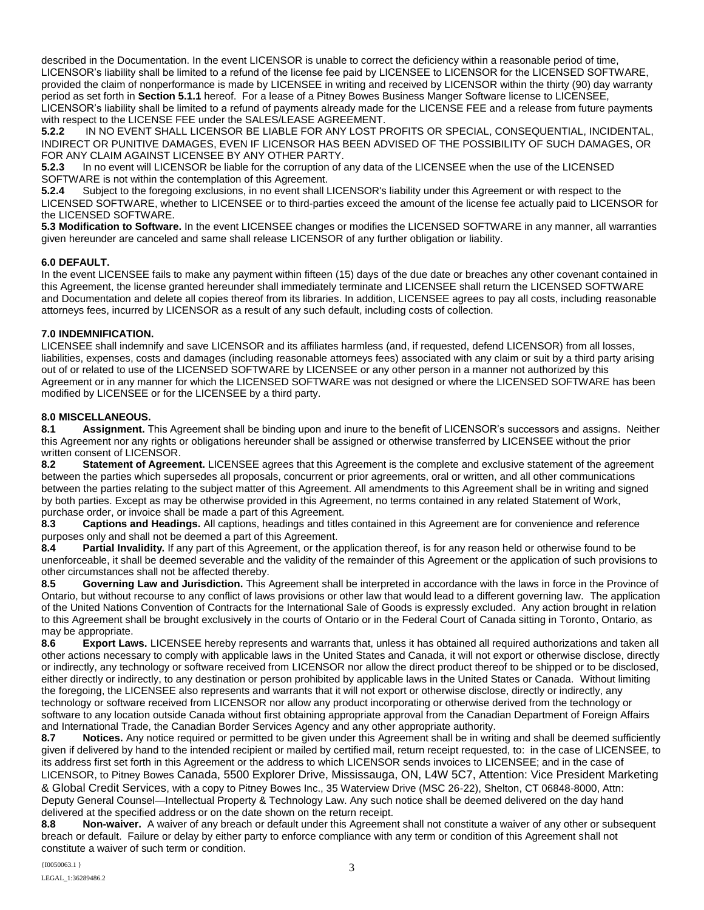described in the Documentation. In the event LICENSOR is unable to correct the deficiency within a reasonable period of time, LICENSOR's liability shall be limited to a refund of the license fee paid by LICENSEE to LICENSOR for the LICENSED SOFTWARE, provided the claim of nonperformance is made by LICENSEE in writing and received by LICENSOR within the thirty (90) day warranty period as set forth in **Section 5.1.1** hereof. For a lease of a Pitney Bowes Business Manger Software license to LICENSEE, LICENSOR's liability shall be limited to a refund of payments already made for the LICENSE FEE and a release from future payments with respect to the LICENSE FEE under the SALES/LEASE AGREEMENT.

**5.2.2** IN NO EVENT SHALL LICENSOR BE LIABLE FOR ANY LOST PROFITS OR SPECIAL, CONSEQUENTIAL, INCIDENTAL, INDIRECT OR PUNITIVE DAMAGES, EVEN IF LICENSOR HAS BEEN ADVISED OF THE POSSIBILITY OF SUCH DAMAGES, OR FOR ANY CLAIM AGAINST LICENSEE BY ANY OTHER PARTY.

**5.2.3** In no event will LICENSOR be liable for the corruption of any data of the LICENSEE when the use of the LICENSED SOFTWARE is not within the contemplation of this Agreement.

**5.2.4** Subject to the foregoing exclusions, in no event shall LICENSOR's liability under this Agreement or with respect to the LICENSED SOFTWARE, whether to LICENSEE or to third-parties exceed the amount of the license fee actually paid to LICENSOR for the LICENSED SOFTWARE.

**5.3 Modification to Software.** In the event LICENSEE changes or modifies the LICENSED SOFTWARE in any manner, all warranties given hereunder are canceled and same shall release LICENSOR of any further obligation or liability.

**6.0 DEFAULT.**

In the event LICENSEE fails to make any payment within fifteen (15) days of the due date or breaches any other covenant contained in this Agreement, the license granted hereunder shall immediately terminate and LICENSEE shall return the LICENSED SOFTWARE and Documentation and delete all copies thereof from its libraries. In addition, LICENSEE agrees to pay all costs, including reasonable attorneys fees, incurred by LICENSOR as a result of any such default, including costs of collection.

**7.0 INDEMNIFICATION.**

LICENSEE shall indemnify and save LICENSOR and its affiliates harmless (and, if requested, defend LICENSOR) from all losses, liabilities, expenses, costs and damages (including reasonable attorneys fees) associated with any claim or suit by a third party arising out of or related to use of the LICENSED SOFTWARE by LICENSEE or any other person in a manner not authorized by this Agreement or in any manner for which the LICENSED SOFTWARE was not designed or where the LICENSED SOFTWARE has been modified by LICENSEE or for the LICENSEE by a third party.

**8.0 MISCELLANEOUS.**

**8.1 Assignment.** This Agreement shall be binding upon and inure to the benefit of LICENSOR's successors and assigns. Neither this Agreement nor any rights or obligations hereunder shall be assigned or otherwise transferred by LICENSEE without the prior written consent of LICENSOR.

**8.2 Statement of Agreement.** LICENSEE agrees that this Agreement is the complete and exclusive statement of the agreement between the parties which supersedes all proposals, concurrent or prior agreements, oral or written, and all other communications between the parties relating to the subject matter of this Agreement. All amendments to this Agreement shall be in writing and signed by both parties. Except as may be otherwise provided in this Agreement, no terms contained in any related Statement of Work, purchase order, or invoice shall be made a part of this Agreement.

**8.3 Captions and Headings.** All captions, headings and titles contained in this Agreement are for convenience and reference purposes only and shall not be deemed a part of this Agreement.

**8.4 Partial Invalidity.** If any part of this Agreement, or the application thereof, is for any reason held or otherwise found to be unenforceable, it shall be deemed severable and the validity of the remainder of this Agreement or the application of such provisions to other circumstances shall not be affected thereby.

**8.5 Governing Law and Jurisdiction.** This Agreement shall be interpreted in accordance with the laws in force in the Province of Ontario, but without recourse to any conflict of laws provisions or other law that would lead to a different governing law. The application of the United Nations Convention of Contracts for the International Sale of Goods is expressly excluded. Any action brought in relation to this Agreement shall be brought exclusively in the courts of Ontario or in the Federal Court of Canada sitting in Toronto, Ontario, as may be appropriate.

**8.6 Export Laws.** LICENSEE hereby represents and warrants that, unless it has obtained all required authorizations and taken all other actions necessary to comply with applicable laws in the United States and Canada, it will not export or otherwise disclose, directly or indirectly, any technology or software received from LICENSOR nor allow the direct product thereof to be shipped or to be disclosed, either directly or indirectly, to any destination or person prohibited by applicable laws in the United States or Canada. Without limiting the foregoing, the LICENSEE also represents and warrants that it will not export or otherwise disclose, directly or indirectly, any technology or software received from LICENSOR nor allow any product incorporating or otherwise derived from the technology or software to any location outside Canada without first obtaining appropriate approval from the Canadian Department of Foreign Affairs and International Trade, the Canadian Border Services Agency and any other appropriate authority.

**8.7 Notices.** Any notice required or permitted to be given under this Agreement shall be in writing and shall be deemed sufficiently given if delivered by hand to the intended recipient or mailed by certified mail, return receipt requested, to: in the case of LICENSEE, to its address first set forth in this Agreement or the address to which LICENSOR sends invoices to LICENSEE; and in the case of LICENSOR, to Pitney Bowes Canada, 5500 Explorer Drive, Mississauga, ON, L4W 5C7, Attention: Vice President Marketing & Global Credit Services, with a copy to Pitney Bowes Inc., 35 Waterview Drive (MSC 26-22), Shelton, CT 06848-8000, Attn: Deputy General Counsel—Intellectual Property & Technology Law. Any such notice shall be deemed delivered on the day hand delivered at the specified address or on the date shown on the return receipt.

**8.8 Non-waiver.** A waiver of any breach or default under this Agreement shall not constitute a waiver of any other or subsequent breach or default. Failure or delay by either party to enforce compliance with any term or condition of this Agreement shall not constitute a waiver of such term or condition.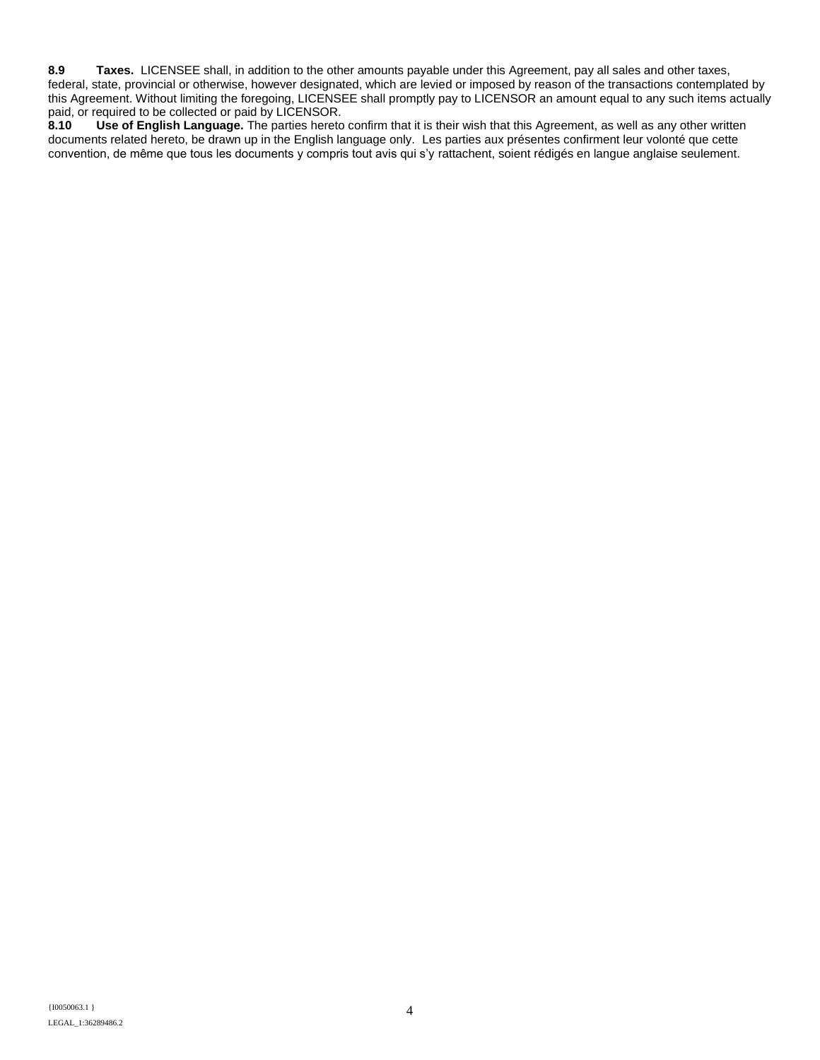**8.9 Taxes.** LICENSEE shall, in addition to the other amounts payable under this Agreement, pay all sales and other taxes, federal, state, provincial or otherwise, however designated, which are levied or imposed by reason of the transactions contemplated by this Agreement. Without limiting the foregoing, LICENSEE shall promptly pay to LICENSOR an amount equal to any such items actually paid, or required to be collected or paid by LICENSOR.

**8.10 Use of English Language.** The parties hereto confirm that it is their wish that this Agreement, as well as any other written documents related hereto, be drawn up in the English language only. Les parties aux présentes confirment leur volonté que cette convention, de même que tous les documents y compris tout avis qui s'y rattachent, soient rédigés en langue anglaise seulement.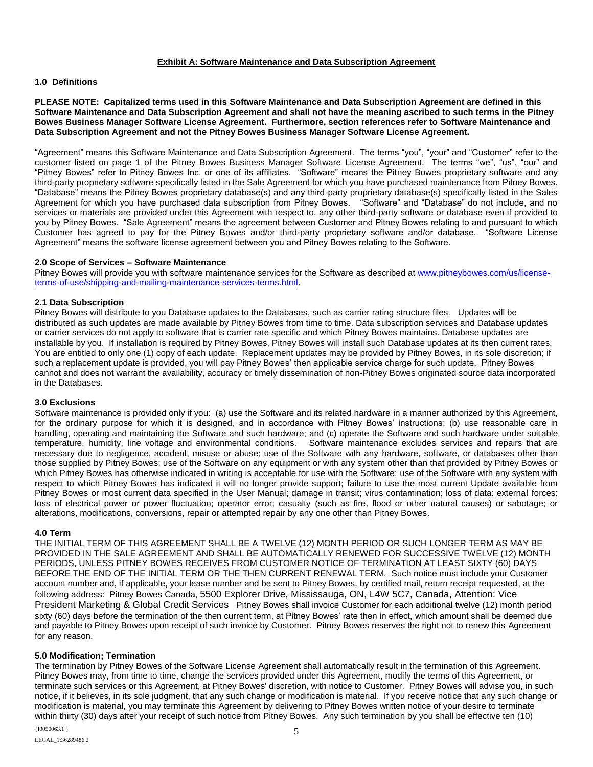## Exhibit A: Software Maintenance and Data Subscription Agreement

### 1.0 Definitions

**PLEASE NOTE: Capitalized terms used in this Software Maintenance and Data Subscription Agreement are defined in this Software Maintenance and Data Subscription Agreement and shall not have the meaning ascribed to such terms in the Pitney Bowes Business Manager Software License Agreement. Furthermore, section references refer to Software Maintenance and Data Subscription Agreement and not the Pitney Bowes Business Manager Software License Agreement.**

"Agreement" means this Software Maintenance and Data Subscription Agreement. The terms "you", "your" and "Customer" refer to the customer listed on page 1 of the Pitney Bowes Business Manager Software License Agreement. The terms "we", "us", "our" and "Pitney Bowes" refer to Pitney Bowes Inc. or one of its affiliates. "Software" means the Pitney Bowes proprietary software and any third-party proprietary software specifically listed in the Sale Agreement for which you have purchased maintenance from Pitney Bowes. "Database" means the Pitney Bowes proprietary database(s) and any third-party proprietary database(s) specifically listed in the Sales Agreement for which you have purchased data subscription from Pitney Bowes. "Software" and "Database" do not include, and no services or materials are provided under this Agreement with respect to, any other third-party software or database even if provided to you by Pitney Bowes. "Sale Agreement" means the agreement between Customer and Pitney Bowes relating to and pursuant to which Customer has agreed to pay for the Pitney Bowes and/or third-party proprietary software and/or database. "Software License Agreement" means the software license agreement between you and Pitney Bowes relating to the Software.

### 2.0 Scope of Services – Software Maintenance

Pitney Bowes will provide you with software maintenance services for the Software as described at www.pitneybowes.com/us/license-terms-of-use/shipping-and-mailing-maintenance-services-terms.html.

### 2.1 Data Subscription

Pitney Bowes will distribute to you Database updates to the Databases, such as carrier rating structure files. Updates will be distributed as such updates are made available by Pitney Bowes from time to time. Data subscription services and Database updates or carrier services do not apply to software that is carrier rate specific and which Pitney Bowes maintains. Database updates are installable by you. If installation is required by Pitney Bowes, Pitney Bowes will install such Database updates at its then current rates. You are entitled to only one (1) copy of each update. Replacement updates may be provided by Pitney Bowes, in its sole discretion; if such a replacement update is provided, you will pay Pitney Bowes' then applicable service charge for such update. Pitney Bowes cannot and does not warrant the availability, accuracy or timely dissemination of non-Pitney Bowes originated source data incorporated in the Databases.

### 3.0 Exclusions

Software maintenance is provided only if you: (a) use the Software and its related hardware in a manner authorized by this Agreement, for the ordinary purpose for which it is designed, and in accordance with Pitney Bowes' instructions; (b) use reasonable care in handling, operating and maintaining the Software and such hardware; and (c) operate the Software and such hardware under suitable temperature, humidity, line voltage and environmental conditions. Software maintenance excludes services and repairs that are necessary due to negligence, accident, misuse or abuse; use of the Software with any hardware, software, or databases other than those supplied by Pitney Bowes; use of the Software on any equipment or with any system other than that provided by Pitney Bowes or which Pitney Bowes has otherwise indicated in writing is acceptable for use with the Software; use of the Software with any system with respect to which Pitney Bowes has indicated it will no longer provide support; failure to use the most current Update available from Pitney Bowes or most current data specified in the User Manual; damage in transit; virus contamination; loss of data; external forces; loss of electrical power or power fluctuation; operator error; casualty (such as fire, flood or other natural causes) or sabotage; or alterations, modifications, conversions, repair or attempted repair by any one other than Pitney Bowes.

### 4.0 Term

THE INITIAL TERM OF THIS AGREEMENT SHALL BE A TWELVE (12) MONTH PERIOD OR SUCH LONGER TERM AS MAY BE PROVIDED IN THE SALE AGREEMENT AND SHALL BE AUTOMATICALLY RENEWED FOR SUCCESSIVE TWELVE (12) MONTH PERIODS, UNLESS PITNEY BOWES RECEIVES FROM CUSTOMER NOTICE OF TERMINATION AT LEAST SIXTY (60) DAYS BEFORE THE END OF THE INITIAL TERM OR THE THEN CURRENT RENEWAL TERM. Such notice must include your Customer account number and, if applicable, your lease number and be sent to Pitney Bowes, by certified mail, return receipt requested, at the following address: Pitney Bowes Canada, 5500 Explorer Drive, Mississauga, ON, L4W 5C7, Canada, Attention: Vice President Marketing & Global Credit Services Pitney Bowes shall invoice Customer for each additional twelve (12) month period sixty (60) days before the termination of the then current term, at Pitney Bowes' rate then in effect, which amount shall be deemed due and payable to Pitney Bowes upon receipt of such invoice by Customer. Pitney Bowes reserves the right not to renew this Agreement for any reason.

### 5.0 Modification; Termination

The termination by Pitney Bowes of the Software License Agreement shall automatically result in the termination of this Agreement. Pitney Bowes may, from time to time, change the services provided under this Agreement, modify the terms of this Agreement, or terminate such services or this Agreement, at Pitney Bowes' discretion, with notice to Customer. Pitney Bowes will advise you, in such notice, if it believes, in its sole judgment, that any such change or modification is material. If you receive notice that any such change or modification is material, you may terminate this Agreement by delivering to Pitney Bowes written notice of your desire to terminate within thirty (30) days after your receipt of such notice from Pitney Bowes. Any such termination by you shall be effective ten (10)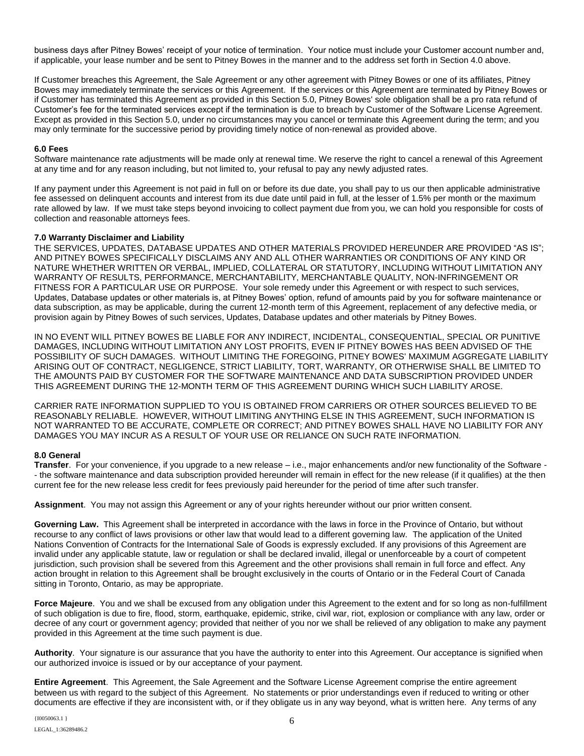business days after Pitney Bowes' receipt of your notice of termination. Your notice must include your Customer account number and, if applicable, your lease number and be sent to Pitney Bowes in the manner and to the address set forth in Section 4.0 above.

If Customer breaches this Agreement, the Sale Agreement or any other agreement with Pitney Bowes or one of its affiliates, Pitney Bowes may immediately terminate the services or this Agreement. If the services or this Agreement are terminated by Pitney Bowes or if Customer has terminated this Agreement as provided in this Section 5.0, Pitney Bowes' sole obligation shall be a pro rata refund of Customer's fee for the terminated services except if the termination is due to breach by Customer of the Software License Agreement. Except as provided in this Section 5.0, under no circumstances may you cancel or terminate this Agreement during the term; and you may only terminate for the successive period by providing timely notice of non-renewal as provided above.

**6.0 Fees**

Software maintenance rate adjustments will be made only at renewal time. We reserve the right to cancel a renewal of this Agreement at any time and for any reason including, but not limited to, your refusal to pay any newly adjusted rates.

If any payment under this Agreement is not paid in full on or before its due date, you shall pay to us our then applicable administrative fee assessed on delinquent accounts and interest from its due date until paid in full, at the lesser of 1.5% per month or the maximum rate allowed by law. If we must take steps beyond invoicing to collect payment due from you, we can hold you responsible for costs of collection and reasonable attorneys fees.

**7.0 Warranty Disclaimer and Liability**

THE SERVICES, UPDATES, DATABASE UPDATES AND OTHER MATERIALS PROVIDED HEREUNDER ARE PROVIDED "AS IS"; AND PITNEY BOWES SPECIFICALLY DISCLAIMS ANY AND ALL OTHER WARRANTIES OR CONDITIONS OF ANY KIND OR NATURE WHETHER WRITTEN OR VERBAL, IMPLIED, COLLATERAL OR STATUTORY, INCLUDING WITHOUT LIMITATION ANY WARRANTY OF RESULTS, PERFORMANCE, MERCHANTABILITY, MERCHANTABLE QUALITY, NON-INFRINGEMENT OR FITNESS FOR A PARTICULAR USE OR PURPOSE. Your sole remedy under this Agreement or with respect to such services, Updates, Database updates or other materials is, at Pitney Bowes' option, refund of amounts paid by you for software maintenance or data subscription, as may be applicable, during the current 12-month term of this Agreement, replacement of any defective media, or provision again by Pitney Bowes of such services, Updates, Database updates and other materials by Pitney Bowes.

IN NO EVENT WILL PITNEY BOWES BE LIABLE FOR ANY INDIRECT, INCIDENTAL, CONSEQUENTIAL, SPECIAL OR PUNITIVE DAMAGES, INCLUDING WITHOUT LIMITATION ANY LOST PROFITS, EVEN IF PITNEY BOWES HAS BEEN ADVISED OF THE POSSIBILITY OF SUCH DAMAGES. WITHOUT LIMITING THE FOREGOING, PITNEY BOWES' MAXIMUM AGGREGATE LIABILITY ARISING OUT OF CONTRACT, NEGLIGENCE, STRICT LIABILITY, TORT, WARRANTY, OR OTHERWISE SHALL BE LIMITED TO THE AMOUNTS PAID BY CUSTOMER FOR THE SOFTWARE MAINTENANCE AND DATA SUBSCRIPTION PROVIDED UNDER THIS AGREEMENT DURING THE 12-MONTH TERM OF THIS AGREEMENT DURING WHICH SUCH LIABILITY AROSE.

CARRIER RATE INFORMATION SUPPLIED TO YOU IS OBTAINED FROM CARRIERS OR OTHER SOURCES BELIEVED TO BE REASONABLY RELIABLE. HOWEVER, WITHOUT LIMITING ANYTHING ELSE IN THIS AGREEMENT, SUCH INFORMATION IS NOT WARRANTED TO BE ACCURATE, COMPLETE OR CORRECT; AND PITNEY BOWES SHALL HAVE NO LIABILITY FOR ANY DAMAGES YOU MAY INCUR AS A RESULT OF YOUR USE OR RELIANCE ON SUCH RATE INFORMATION.

**8.0 General**

**Transfer**. For your convenience, if you upgrade to a new release – i.e., major enhancements and/or new functionality of the Software -- the software maintenance and data subscription provided hereunder will remain in effect for the new release (if it qualifies) at the then current fee for the new release less credit for fees previously paid hereunder for the period of time after such transfer.

**Assignment**. You may not assign this Agreement or any of your rights hereunder without our prior written consent.

**Governing Law.** This Agreement shall be interpreted in accordance with the laws in force in the Province of Ontario, but without recourse to any conflict of laws provisions or other law that would lead to a different governing law. The application of the United Nations Convention of Contracts for the International Sale of Goods is expressly excluded. If any provisions of this Agreement are invalid under any applicable statute, law or regulation or shall be declared invalid, illegal or unenforceable by a court of competent jurisdiction, such provision shall be severed from this Agreement and the other provisions shall remain in full force and effect. Any action brought in relation to this Agreement shall be brought exclusively in the courts of Ontario or in the Federal Court of Canada sitting in Toronto, Ontario, as may be appropriate.

**Force Majeure**. You and we shall be excused from any obligation under this Agreement to the extent and for so long as non-fulfillment of such obligation is due to fire, flood, storm, earthquake, epidemic, strike, civil war, riot, explosion or compliance with any law, order or decree of any court or government agency; provided that neither of you nor we shall be relieved of any obligation to make any payment provided in this Agreement at the time such payment is due.

**Authority**. Your signature is our assurance that you have the authority to enter into this Agreement. Our acceptance is signified when our authorized invoice is issued or by our acceptance of your payment.

**Entire Agreement**. This Agreement, the Sale Agreement and the Software License Agreement comprise the entire agreement between us with regard to the subject of this Agreement. No statements or prior understandings even if reduced to writing or other documents are effective if they are inconsistent with, or if they obligate us in any way beyond, what is written here. Any terms of any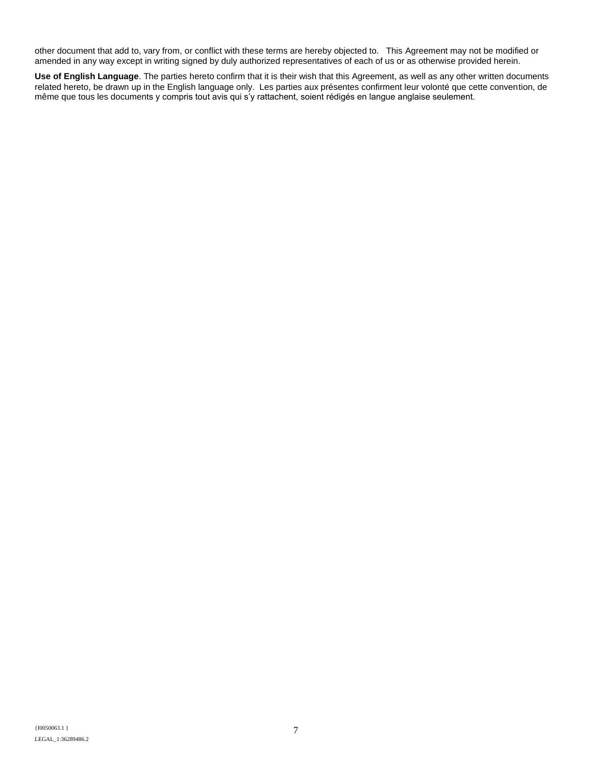other document that add to, vary from, or conflict with these terms are hereby objected to. This Agreement may not be modified or amended in any way except in writing signed by duly authorized representatives of each of us or as otherwise provided herein.

**Use of English Language**. The parties hereto confirm that it is their wish that this Agreement, as well as any other written documents related hereto, be drawn up in the English language only. Les parties aux présentes confirment leur volonté que cette convention, de même que tous les documents y compris tout avis qui s'y rattachent, soient rédigés en langue anglaise seulement.